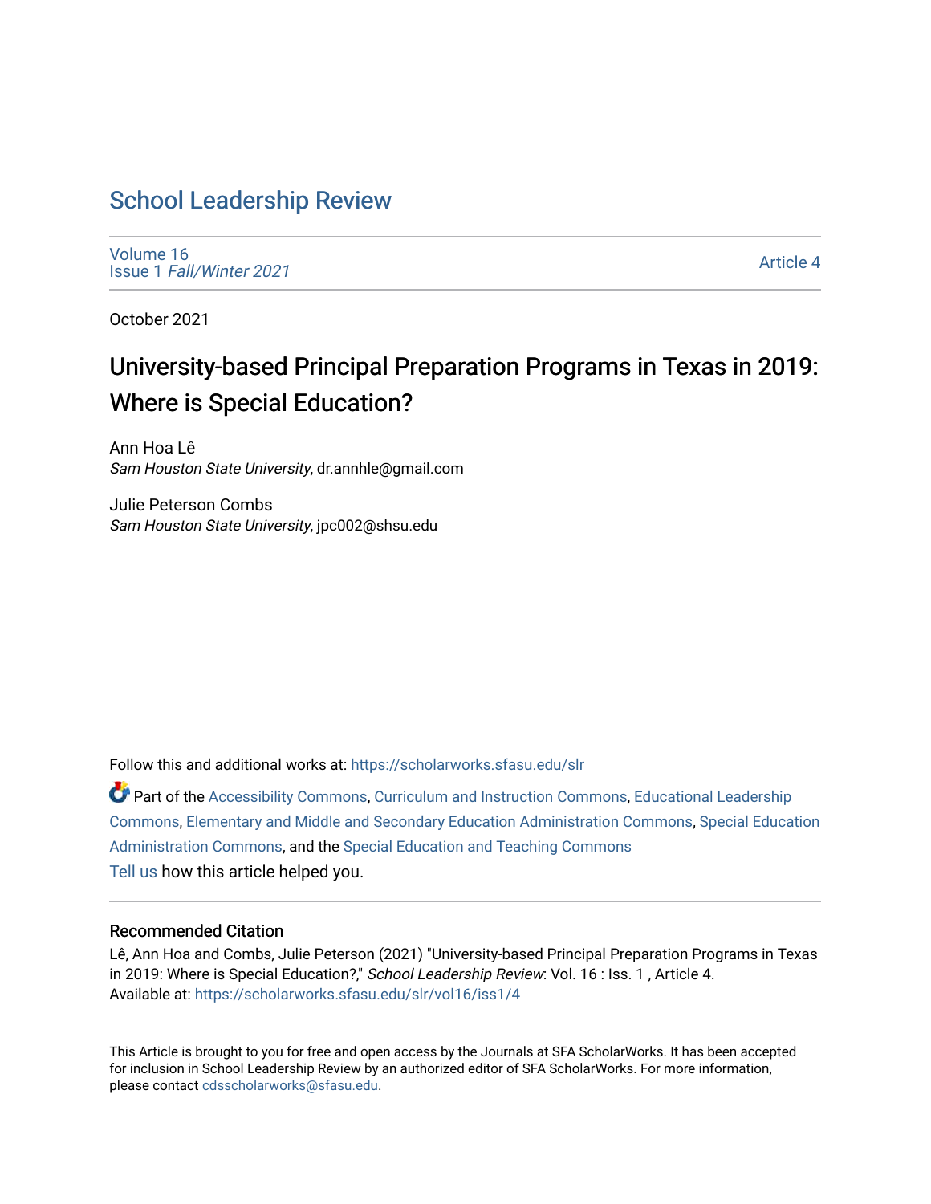# School Leadership Review

Volume 16
Issue 1 *Fall/Winter 2021*

Article 4

October 2021

## University-based Principal Preparation Programs in Texas in 2019: Where is Special Education?

Ann Hoa Lê
*Sam Houston State University*, dr.annhle@gmail.com

Julie Peterson Combs
*Sam Houston State University*, jpc002@shsu.edu

Follow this and additional works at: https://scholarworks.sfasu.edu/slr

Part of the Accessibility Commons, Curriculum and Instruction Commons, Educational Leadership Commons, Elementary and Middle and Secondary Education Administration Commons, Special Education Administration Commons, and the Special Education and Teaching Commons

Tell us how this article helped you.

### Recommended Citation

Lê, Ann Hoa and Combs, Julie Peterson (2021) "University-based Principal Preparation Programs in Texas in 2019: Where is Special Education?," *School Leadership Review*: Vol. 16 : Iss. 1 , Article 4.
Available at: https://scholarworks.sfasu.edu/slr/vol16/iss1/4

This Article is brought to you for free and open access by the Journals at SFA ScholarWorks. It has been accepted for inclusion in School Leadership Review by an authorized editor of SFA ScholarWorks. For more information, please contact cdsscholarworks@sfasu.edu.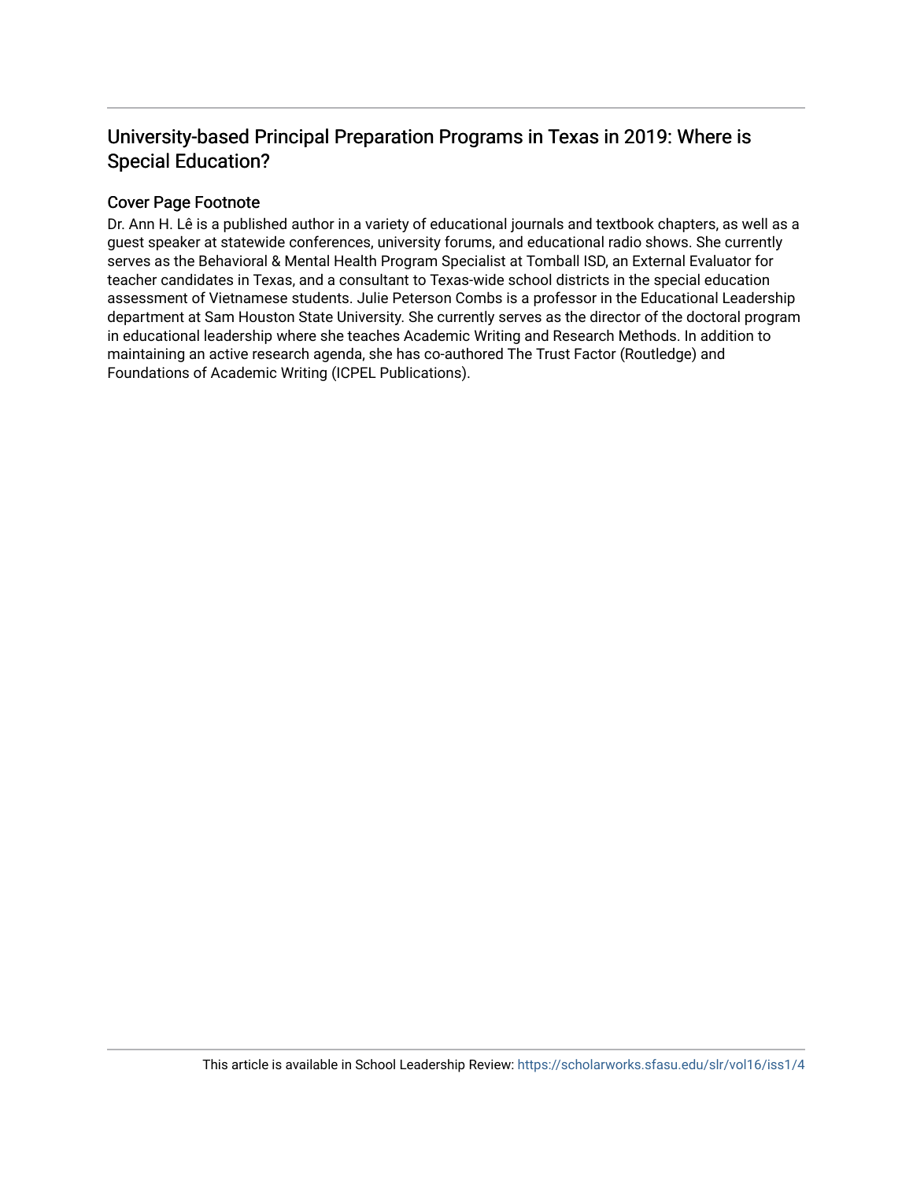# University-based Principal Preparation Programs in Texas in 2019: Where is Special Education?

## Cover Page Footnote

Dr. Ann H. Lê is a published author in a variety of educational journals and textbook chapters, as well as a guest speaker at statewide conferences, university forums, and educational radio shows. She currently serves as the Behavioral & Mental Health Program Specialist at Tomball ISD, an External Evaluator for teacher candidates in Texas, and a consultant to Texas-wide school districts in the special education assessment of Vietnamese students. Julie Peterson Combs is a professor in the Educational Leadership department at Sam Houston State University. She currently serves as the director of the doctoral program in educational leadership where she teaches Academic Writing and Research Methods. In addition to maintaining an active research agenda, she has co-authored The Trust Factor (Routledge) and Foundations of Academic Writing (ICPEL Publications).

This article is available in School Leadership Review: https://scholarworks.sfasu.edu/slr/vol16/iss1/4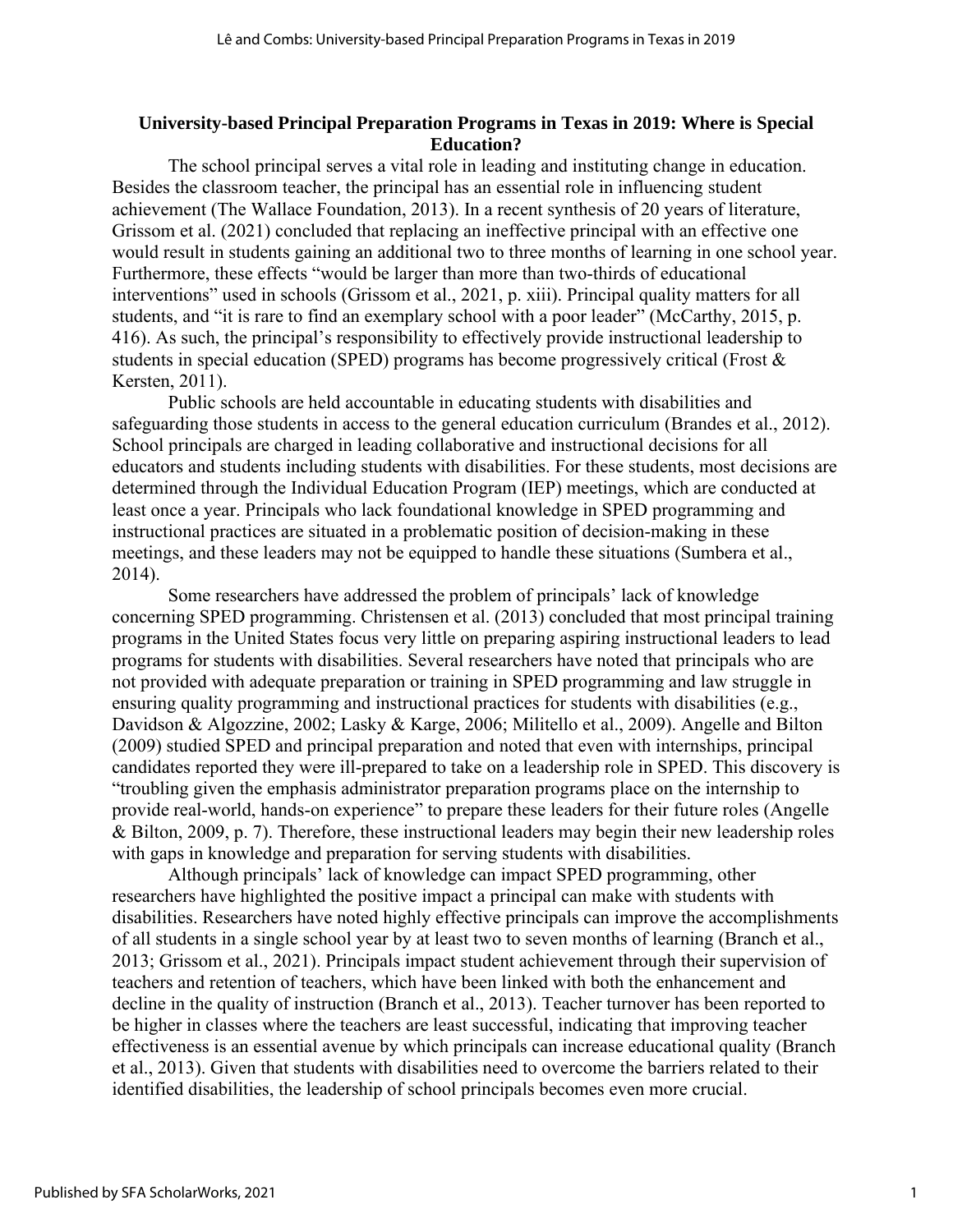# University-based Principal Preparation Programs in Texas in 2019: Where is Special Education?

The school principal serves a vital role in leading and instituting change in education. Besides the classroom teacher, the principal has an essential role in influencing student achievement (The Wallace Foundation, 2013). In a recent synthesis of 20 years of literature, Grissom et al. (2021) concluded that replacing an ineffective principal with an effective one would result in students gaining an additional two to three months of learning in one school year. Furthermore, these effects "would be larger than more than two-thirds of educational interventions" used in schools (Grissom et al., 2021, p. xiii). Principal quality matters for all students, and "it is rare to find an exemplary school with a poor leader" (McCarthy, 2015, p. 416). As such, the principal's responsibility to effectively provide instructional leadership to students in special education (SPED) programs has become progressively critical (Frost & Kersten, 2011).

Public schools are held accountable in educating students with disabilities and safeguarding those students in access to the general education curriculum (Brandes et al., 2012). School principals are charged in leading collaborative and instructional decisions for all educators and students including students with disabilities. For these students, most decisions are determined through the Individual Education Program (IEP) meetings, which are conducted at least once a year. Principals who lack foundational knowledge in SPED programming and instructional practices are situated in a problematic position of decision-making in these meetings, and these leaders may not be equipped to handle these situations (Sumbera et al., 2014).

Some researchers have addressed the problem of principals' lack of knowledge concerning SPED programming. Christensen et al. (2013) concluded that most principal training programs in the United States focus very little on preparing aspiring instructional leaders to lead programs for students with disabilities. Several researchers have noted that principals who are not provided with adequate preparation or training in SPED programming and law struggle in ensuring quality programming and instructional practices for students with disabilities (e.g., Davidson & Algozzine, 2002; Lasky & Karge, 2006; Militello et al., 2009). Angelle and Bilton (2009) studied SPED and principal preparation and noted that even with internships, principal candidates reported they were ill-prepared to take on a leadership role in SPED. This discovery is "troubling given the emphasis administrator preparation programs place on the internship to provide real-world, hands-on experience" to prepare these leaders for their future roles (Angelle & Bilton, 2009, p. 7). Therefore, these instructional leaders may begin their new leadership roles with gaps in knowledge and preparation for serving students with disabilities.

Although principals' lack of knowledge can impact SPED programming, other researchers have highlighted the positive impact a principal can make with students with disabilities. Researchers have noted highly effective principals can improve the accomplishments of all students in a single school year by at least two to seven months of learning (Branch et al., 2013; Grissom et al., 2021). Principals impact student achievement through their supervision of teachers and retention of teachers, which have been linked with both the enhancement and decline in the quality of instruction (Branch et al., 2013). Teacher turnover has been reported to be higher in classes where the teachers are least successful, indicating that improving teacher effectiveness is an essential avenue by which principals can increase educational quality (Branch et al., 2013). Given that students with disabilities need to overcome the barriers related to their identified disabilities, the leadership of school principals becomes even more crucial.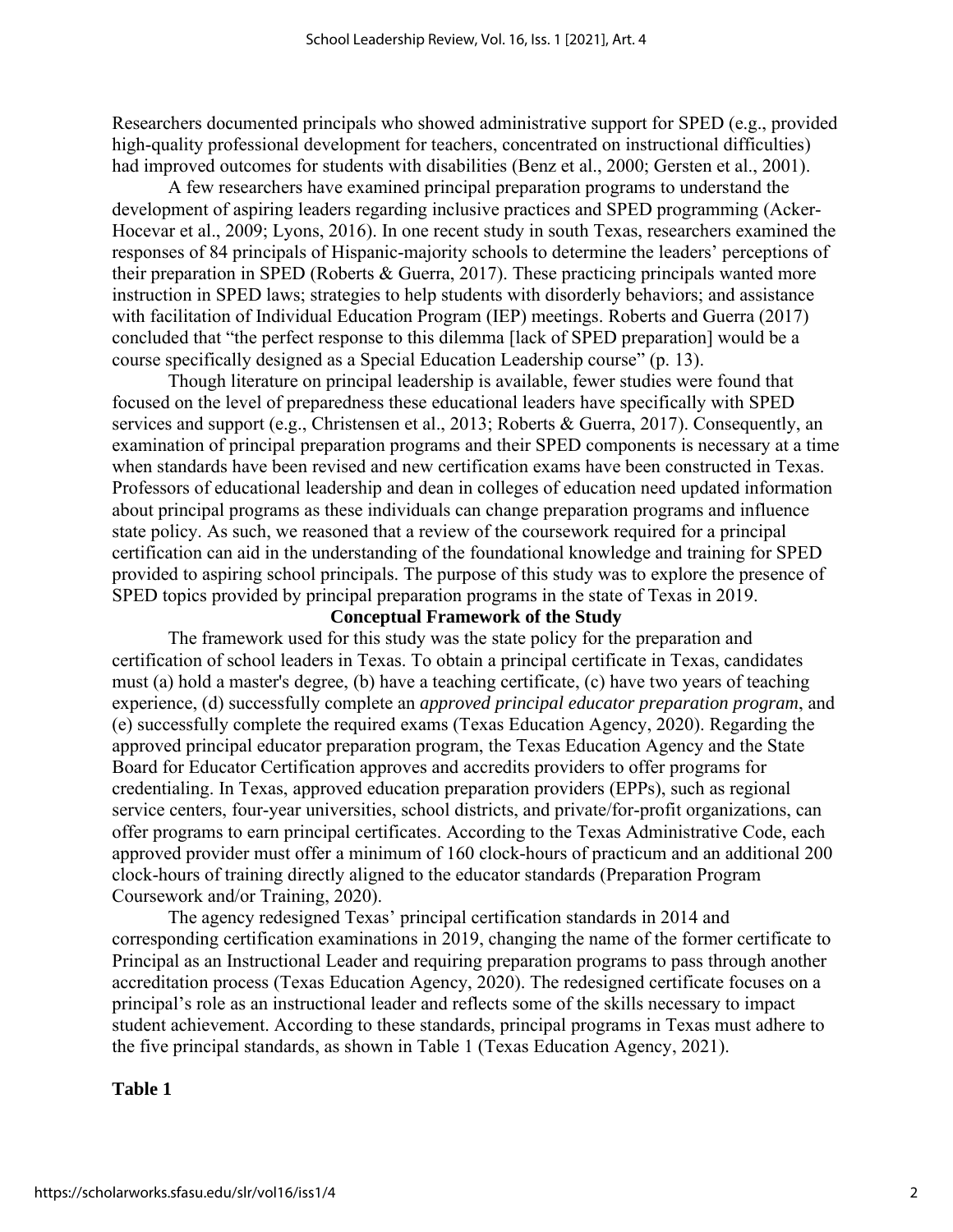Researchers documented principals who showed administrative support for SPED (e.g., provided high-quality professional development for teachers, concentrated on instructional difficulties) had improved outcomes for students with disabilities (Benz et al., 2000; Gersten et al., 2001).

A few researchers have examined principal preparation programs to understand the development of aspiring leaders regarding inclusive practices and SPED programming (Acker-Hocevar et al., 2009; Lyons, 2016). In one recent study in south Texas, researchers examined the responses of 84 principals of Hispanic-majority schools to determine the leaders' perceptions of their preparation in SPED (Roberts & Guerra, 2017). These practicing principals wanted more instruction in SPED laws; strategies to help students with disorderly behaviors; and assistance with facilitation of Individual Education Program (IEP) meetings. Roberts and Guerra (2017) concluded that "the perfect response to this dilemma [lack of SPED preparation] would be a course specifically designed as a Special Education Leadership course" (p. 13).

Though literature on principal leadership is available, fewer studies were found that focused on the level of preparedness these educational leaders have specifically with SPED services and support (e.g., Christensen et al., 2013; Roberts & Guerra, 2017). Consequently, an examination of principal preparation programs and their SPED components is necessary at a time when standards have been revised and new certification exams have been constructed in Texas. Professors of educational leadership and dean in colleges of education need updated information about principal programs as these individuals can change preparation programs and influence state policy. As such, we reasoned that a review of the coursework required for a principal certification can aid in the understanding of the foundational knowledge and training for SPED provided to aspiring school principals. The purpose of this study was to explore the presence of SPED topics provided by principal preparation programs in the state of Texas in 2019.

## Conceptual Framework of the Study

The framework used for this study was the state policy for the preparation and certification of school leaders in Texas. To obtain a principal certificate in Texas, candidates must (a) hold a master's degree, (b) have a teaching certificate, (c) have two years of teaching experience, (d) successfully complete an *approved principal educator preparation program*, and (e) successfully complete the required exams (Texas Education Agency, 2020). Regarding the approved principal educator preparation program, the Texas Education Agency and the State Board for Educator Certification approves and accredits providers to offer programs for credentialing. In Texas, approved education preparation providers (EPPs), such as regional service centers, four-year universities, school districts, and private/for-profit organizations, can offer programs to earn principal certificates. According to the Texas Administrative Code, each approved provider must offer a minimum of 160 clock-hours of practicum and an additional 200 clock-hours of training directly aligned to the educator standards (Preparation Program Coursework and/or Training, 2020).

The agency redesigned Texas' principal certification standards in 2014 and corresponding certification examinations in 2019, changing the name of the former certificate to Principal as an Instructional Leader and requiring preparation programs to pass through another accreditation process (Texas Education Agency, 2020). The redesigned certificate focuses on a principal's role as an instructional leader and reflects some of the skills necessary to impact student achievement. According to these standards, principal programs in Texas must adhere to the five principal standards, as shown in Table 1 (Texas Education Agency, 2021).

**Table 1**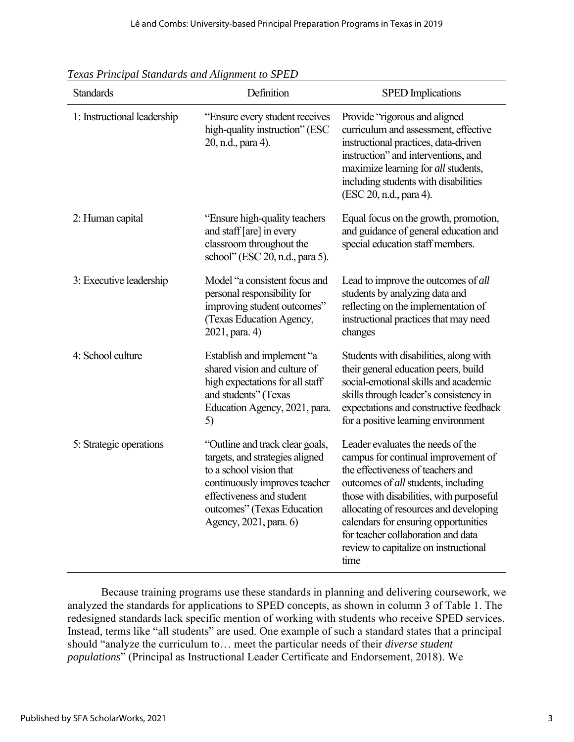*Texas Principal Standards and Alignment to SPED*

| Standards | Definition | SPED Implications |
|---|---|---|
| 1: Instructional leadership | "Ensure every student receives high-quality instruction" (ESC 20, n.d., para 4). | Provide "rigorous and aligned curriculum and assessment, effective instructional practices, data-driven instruction" and interventions, and maximize learning for *all* students, including students with disabilities (ESC 20, n.d., para 4). |
| 2: Human capital | "Ensure high-quality teachers and staff [are] in every classroom throughout the school" (ESC 20, n.d., para 5). | Equal focus on the growth, promotion, and guidance of general education and special education staff members. |
| 3: Executive leadership | Model "a consistent focus and personal responsibility for improving student outcomes" (Texas Education Agency, 2021, para. 4) | Lead to improve the outcomes of *all* students by analyzing data and reflecting on the implementation of instructional practices that may need changes |
| 4: School culture | Establish and implement "a shared vision and culture of high expectations for all staff and students" (Texas Education Agency, 2021, para. 5) | Students with disabilities, along with their general education peers, build social-emotional skills and academic skills through leader's consistency in expectations and constructive feedback for a positive learning environment |
| 5: Strategic operations | "Outline and track clear goals, targets, and strategies aligned to a school vision that continuously improves teacher effectiveness and student outcomes" (Texas Education Agency, 2021, para. 6) | Leader evaluates the needs of the campus for continual improvement of the effectiveness of teachers and outcomes of *all* students, including those with disabilities, with purposeful allocating of resources and developing calendars for ensuring opportunities for teacher collaboration and data review to capitalize on instructional time |

Because training programs use these standards in planning and delivering coursework, we analyzed the standards for applications to SPED concepts, as shown in column 3 of Table 1. The redesigned standards lack specific mention of working with students who receive SPED services. Instead, terms like "all students" are used. One example of such a standard states that a principal should "analyze the curriculum to… meet the particular needs of their *diverse student populations*" (Principal as Instructional Leader Certificate and Endorsement, 2018). We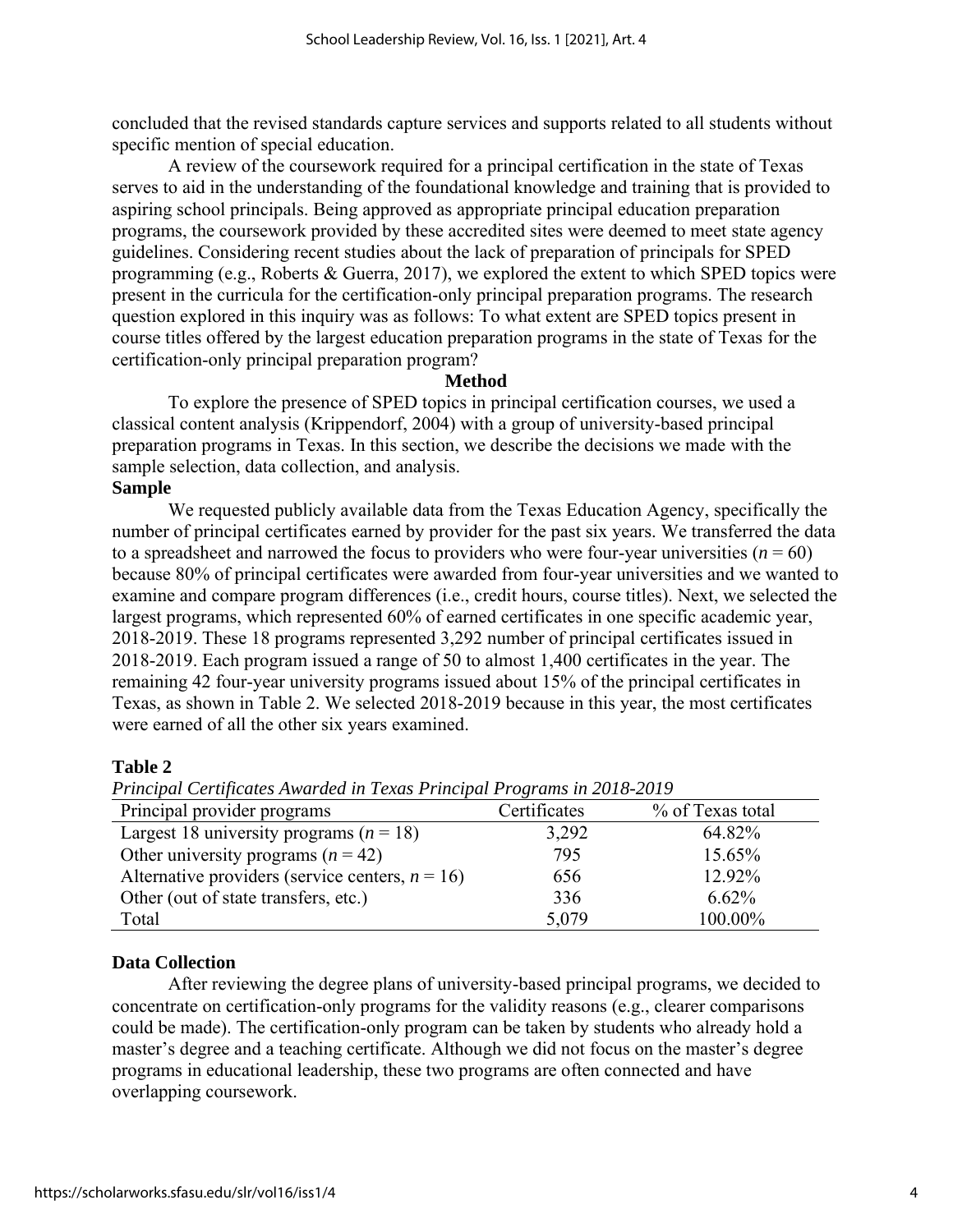concluded that the revised standards capture services and supports related to all students without specific mention of special education.

A review of the coursework required for a principal certification in the state of Texas serves to aid in the understanding of the foundational knowledge and training that is provided to aspiring school principals. Being approved as appropriate principal education preparation programs, the coursework provided by these accredited sites were deemed to meet state agency guidelines. Considering recent studies about the lack of preparation of principals for SPED programming (e.g., Roberts & Guerra, 2017), we explored the extent to which SPED topics were present in the curricula for the certification-only principal preparation programs. The research question explored in this inquiry was as follows: To what extent are SPED topics present in course titles offered by the largest education preparation programs in the state of Texas for the certification-only principal preparation program?

## Method

To explore the presence of SPED topics in principal certification courses, we used a classical content analysis (Krippendorf, 2004) with a group of university-based principal preparation programs in Texas. In this section, we describe the decisions we made with the sample selection, data collection, and analysis.

### Sample

We requested publicly available data from the Texas Education Agency, specifically the number of principal certificates earned by provider for the past six years. We transferred the data to a spreadsheet and narrowed the focus to providers who were four-year universities ($n = 60$) because 80% of principal certificates were awarded from four-year universities and we wanted to examine and compare program differences (i.e., credit hours, course titles). Next, we selected the largest programs, which represented 60% of earned certificates in one specific academic year, 2018-2019. These 18 programs represented 3,292 number of principal certificates issued in 2018-2019. Each program issued a range of 50 to almost 1,400 certificates in the year. The remaining 42 four-year university programs issued about 15% of the principal certificates in Texas, as shown in Table 2. We selected 2018-2019 because in this year, the most certificates were earned of all the other six years examined.

**Table 2**

*Principal Certificates Awarded in Texas Principal Programs in 2018-2019*

| Principal provider programs | Certificates | % of Texas total |
|---|---|---|
| Largest 18 university programs ($n = 18$) | 3,292 | 64.82% |
| Other university programs ($n = 42$) | 795 | 15.65% |
| Alternative providers (service centers, $n = 16$) | 656 | 12.92% |
| Other (out of state transfers, etc.) | 336 | 6.62% |
| Total | 5,079 | 100.00% |

### Data Collection

After reviewing the degree plans of university-based principal programs, we decided to concentrate on certification-only programs for the validity reasons (e.g., clearer comparisons could be made). The certification-only program can be taken by students who already hold a master's degree and a teaching certificate. Although we did not focus on the master's degree programs in educational leadership, these two programs are often connected and have overlapping coursework.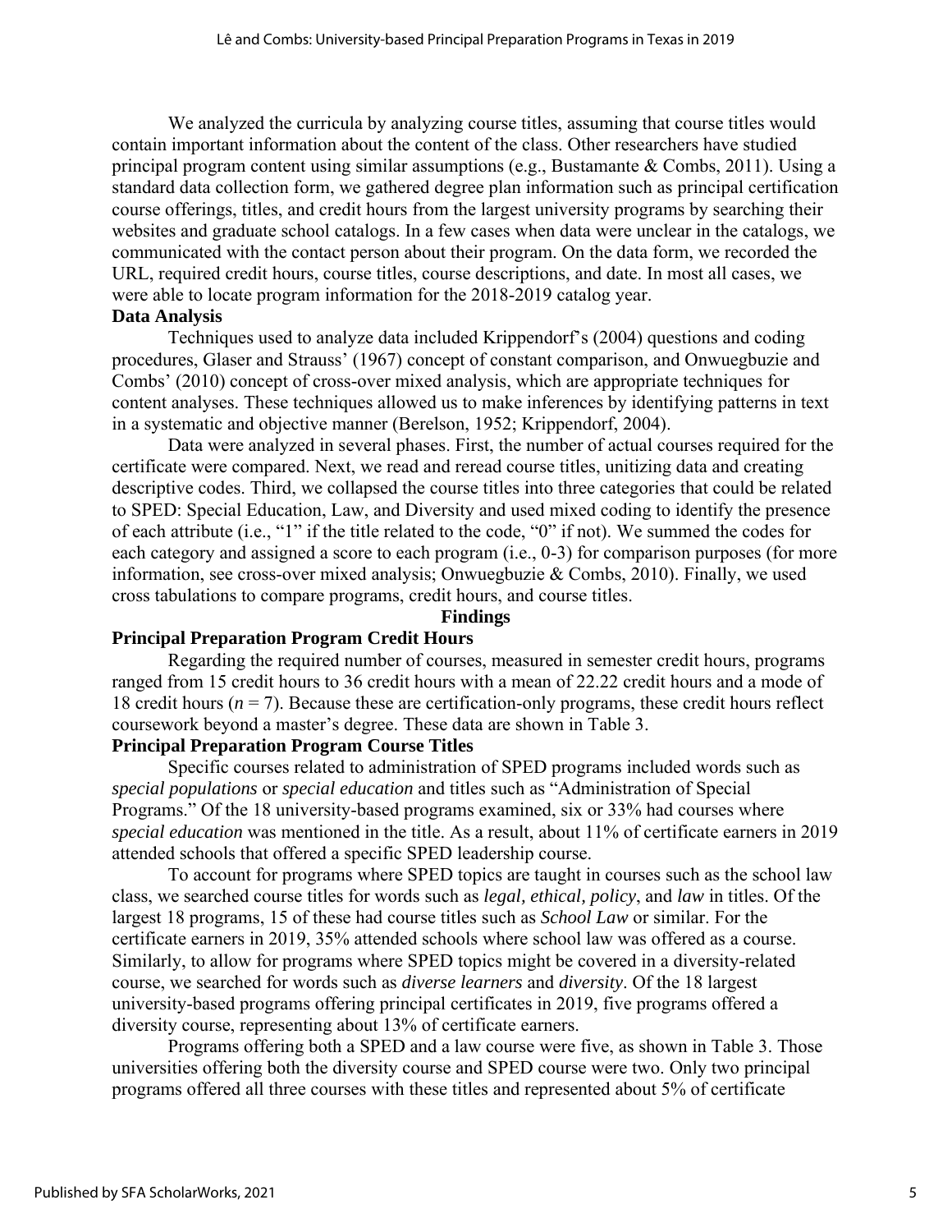We analyzed the curricula by analyzing course titles, assuming that course titles would contain important information about the content of the class. Other researchers have studied principal program content using similar assumptions (e.g., Bustamante & Combs, 2011). Using a standard data collection form, we gathered degree plan information such as principal certification course offerings, titles, and credit hours from the largest university programs by searching their websites and graduate school catalogs. In a few cases when data were unclear in the catalogs, we communicated with the contact person about their program. On the data form, we recorded the URL, required credit hours, course titles, course descriptions, and date. In most all cases, we were able to locate program information for the 2018-2019 catalog year.

## Data Analysis

Techniques used to analyze data included Krippendorf's (2004) questions and coding procedures, Glaser and Strauss' (1967) concept of constant comparison, and Onwuegbuzie and Combs' (2010) concept of cross-over mixed analysis, which are appropriate techniques for content analyses. These techniques allowed us to make inferences by identifying patterns in text in a systematic and objective manner (Berelson, 1952; Krippendorf, 2004).

Data were analyzed in several phases. First, the number of actual courses required for the certificate were compared. Next, we read and reread course titles, unitizing data and creating descriptive codes. Third, we collapsed the course titles into three categories that could be related to SPED: Special Education, Law, and Diversity and used mixed coding to identify the presence of each attribute (i.e., "1" if the title related to the code, "0" if not). We summed the codes for each category and assigned a score to each program (i.e., 0-3) for comparison purposes (for more information, see cross-over mixed analysis; Onwuegbuzie & Combs, 2010). Finally, we used cross tabulations to compare programs, credit hours, and course titles.

# Findings

## Principal Preparation Program Credit Hours

Regarding the required number of courses, measured in semester credit hours, programs ranged from 15 credit hours to 36 credit hours with a mean of 22.22 credit hours and a mode of 18 credit hours ($n = 7$). Because these are certification-only programs, these credit hours reflect coursework beyond a master's degree. These data are shown in Table 3.

## Principal Preparation Program Course Titles

Specific courses related to administration of SPED programs included words such as *special populations* or *special education* and titles such as "Administration of Special Programs." Of the 18 university-based programs examined, six or 33% had courses where *special education* was mentioned in the title. As a result, about 11% of certificate earners in 2019 attended schools that offered a specific SPED leadership course.

To account for programs where SPED topics are taught in courses such as the school law class, we searched course titles for words such as *legal, ethical, policy*, and *law* in titles. Of the largest 18 programs, 15 of these had course titles such as *School Law* or similar. For the certificate earners in 2019, 35% attended schools where school law was offered as a course. Similarly, to allow for programs where SPED topics might be covered in a diversity-related course, we searched for words such as *diverse learners* and *diversity*. Of the 18 largest university-based programs offering principal certificates in 2019, five programs offered a diversity course, representing about 13% of certificate earners.

Programs offering both a SPED and a law course were five, as shown in Table 3. Those universities offering both the diversity course and SPED course were two. Only two principal programs offered all three courses with these titles and represented about 5% of certificate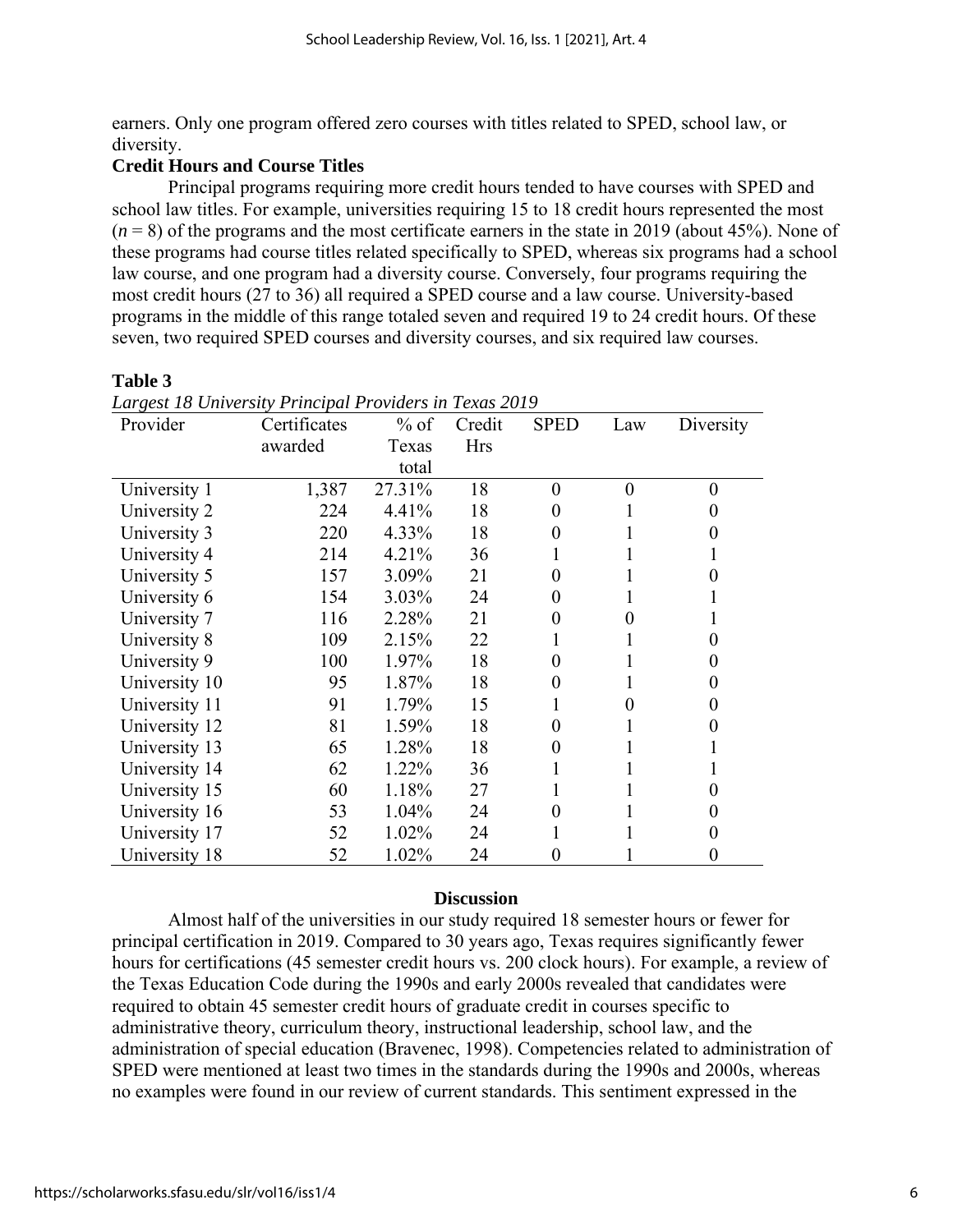earners. Only one program offered zero courses with titles related to SPED, school law, or diversity.

### Credit Hours and Course Titles

Principal programs requiring more credit hours tended to have courses with SPED and school law titles. For example, universities requiring 15 to 18 credit hours represented the most (*n* = 8) of the programs and the most certificate earners in the state in 2019 (about 45%). None of these programs had course titles related specifically to SPED, whereas six programs had a school law course, and one program had a diversity course. Conversely, four programs requiring the most credit hours (27 to 36) all required a SPED course and a law course. University-based programs in the middle of this range totaled seven and required 19 to 24 credit hours. Of these seven, two required SPED courses and diversity courses, and six required law courses.

**Table 3**

*Largest 18 University Principal Providers in Texas 2019*

| Provider | Certificates awarded | % of Texas total | Credit Hrs | SPED | Law | Diversity |
|---|---|---|---|---|---|---|
| University 1 | 1,387 | 27.31% | 18 | 0 | 0 | 0 |
| University 2 | 224 | 4.41% | 18 | 0 | 1 | 0 |
| University 3 | 220 | 4.33% | 18 | 0 | 1 | 0 |
| University 4 | 214 | 4.21% | 36 | 1 | 1 | 1 |
| University 5 | 157 | 3.09% | 21 | 0 | 1 | 0 |
| University 6 | 154 | 3.03% | 24 | 0 | 1 | 1 |
| University 7 | 116 | 2.28% | 21 | 0 | 0 | 1 |
| University 8 | 109 | 2.15% | 22 | 1 | 1 | 0 |
| University 9 | 100 | 1.97% | 18 | 0 | 1 | 0 |
| University 10 | 95 | 1.87% | 18 | 0 | 1 | 0 |
| University 11 | 91 | 1.79% | 15 | 1 | 0 | 0 |
| University 12 | 81 | 1.59% | 18 | 0 | 1 | 0 |
| University 13 | 65 | 1.28% | 18 | 0 | 1 | 1 |
| University 14 | 62 | 1.22% | 36 | 1 | 1 | 1 |
| University 15 | 60 | 1.18% | 27 | 1 | 1 | 0 |
| University 16 | 53 | 1.04% | 24 | 0 | 1 | 0 |
| University 17 | 52 | 1.02% | 24 | 1 | 1 | 0 |
| University 18 | 52 | 1.02% | 24 | 0 | 1 | 0 |

## Discussion

Almost half of the universities in our study required 18 semester hours or fewer for principal certification in 2019. Compared to 30 years ago, Texas requires significantly fewer hours for certifications (45 semester credit hours vs. 200 clock hours). For example, a review of the Texas Education Code during the 1990s and early 2000s revealed that candidates were required to obtain 45 semester credit hours of graduate credit in courses specific to administrative theory, curriculum theory, instructional leadership, school law, and the administration of special education (Bravenec, 1998). Competencies related to administration of SPED were mentioned at least two times in the standards during the 1990s and 2000s, whereas no examples were found in our review of current standards. This sentiment expressed in the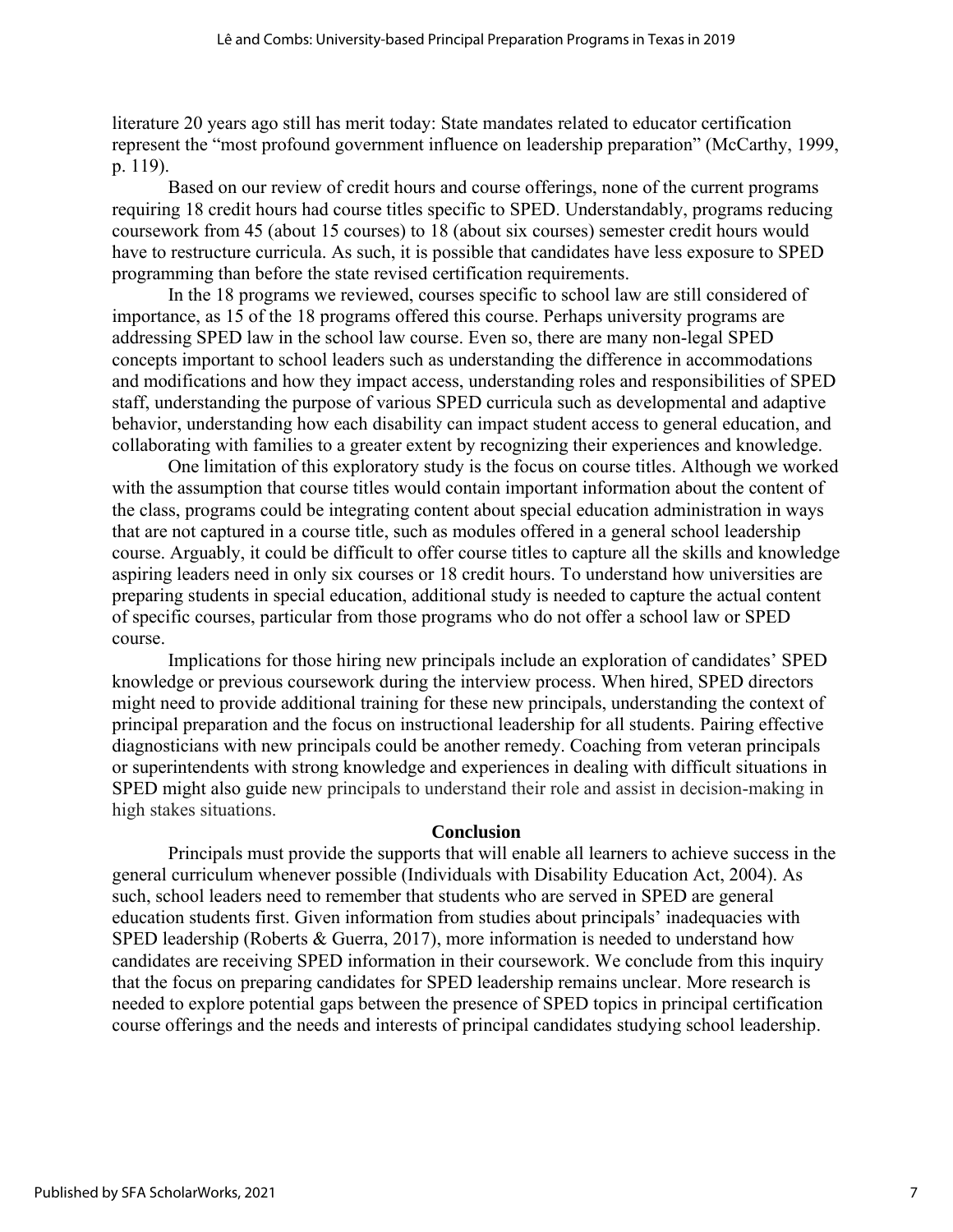literature 20 years ago still has merit today: State mandates related to educator certification represent the "most profound government influence on leadership preparation" (McCarthy, 1999, p. 119).

Based on our review of credit hours and course offerings, none of the current programs requiring 18 credit hours had course titles specific to SPED. Understandably, programs reducing coursework from 45 (about 15 courses) to 18 (about six courses) semester credit hours would have to restructure curricula. As such, it is possible that candidates have less exposure to SPED programming than before the state revised certification requirements.

In the 18 programs we reviewed, courses specific to school law are still considered of importance, as 15 of the 18 programs offered this course. Perhaps university programs are addressing SPED law in the school law course. Even so, there are many non-legal SPED concepts important to school leaders such as understanding the difference in accommodations and modifications and how they impact access, understanding roles and responsibilities of SPED staff, understanding the purpose of various SPED curricula such as developmental and adaptive behavior, understanding how each disability can impact student access to general education, and collaborating with families to a greater extent by recognizing their experiences and knowledge.

One limitation of this exploratory study is the focus on course titles. Although we worked with the assumption that course titles would contain important information about the content of the class, programs could be integrating content about special education administration in ways that are not captured in a course title, such as modules offered in a general school leadership course. Arguably, it could be difficult to offer course titles to capture all the skills and knowledge aspiring leaders need in only six courses or 18 credit hours. To understand how universities are preparing students in special education, additional study is needed to capture the actual content of specific courses, particular from those programs who do not offer a school law or SPED course.

Implications for those hiring new principals include an exploration of candidates' SPED knowledge or previous coursework during the interview process. When hired, SPED directors might need to provide additional training for these new principals, understanding the context of principal preparation and the focus on instructional leadership for all students. Pairing effective diagnosticians with new principals could be another remedy. Coaching from veteran principals or superintendents with strong knowledge and experiences in dealing with difficult situations in SPED might also guide new principals to understand their role and assist in decision-making in high stakes situations.

## Conclusion

Principals must provide the supports that will enable all learners to achieve success in the general curriculum whenever possible (Individuals with Disability Education Act, 2004). As such, school leaders need to remember that students who are served in SPED are general education students first. Given information from studies about principals' inadequacies with SPED leadership (Roberts & Guerra, 2017), more information is needed to understand how candidates are receiving SPED information in their coursework. We conclude from this inquiry that the focus on preparing candidates for SPED leadership remains unclear. More research is needed to explore potential gaps between the presence of SPED topics in principal certification course offerings and the needs and interests of principal candidates studying school leadership.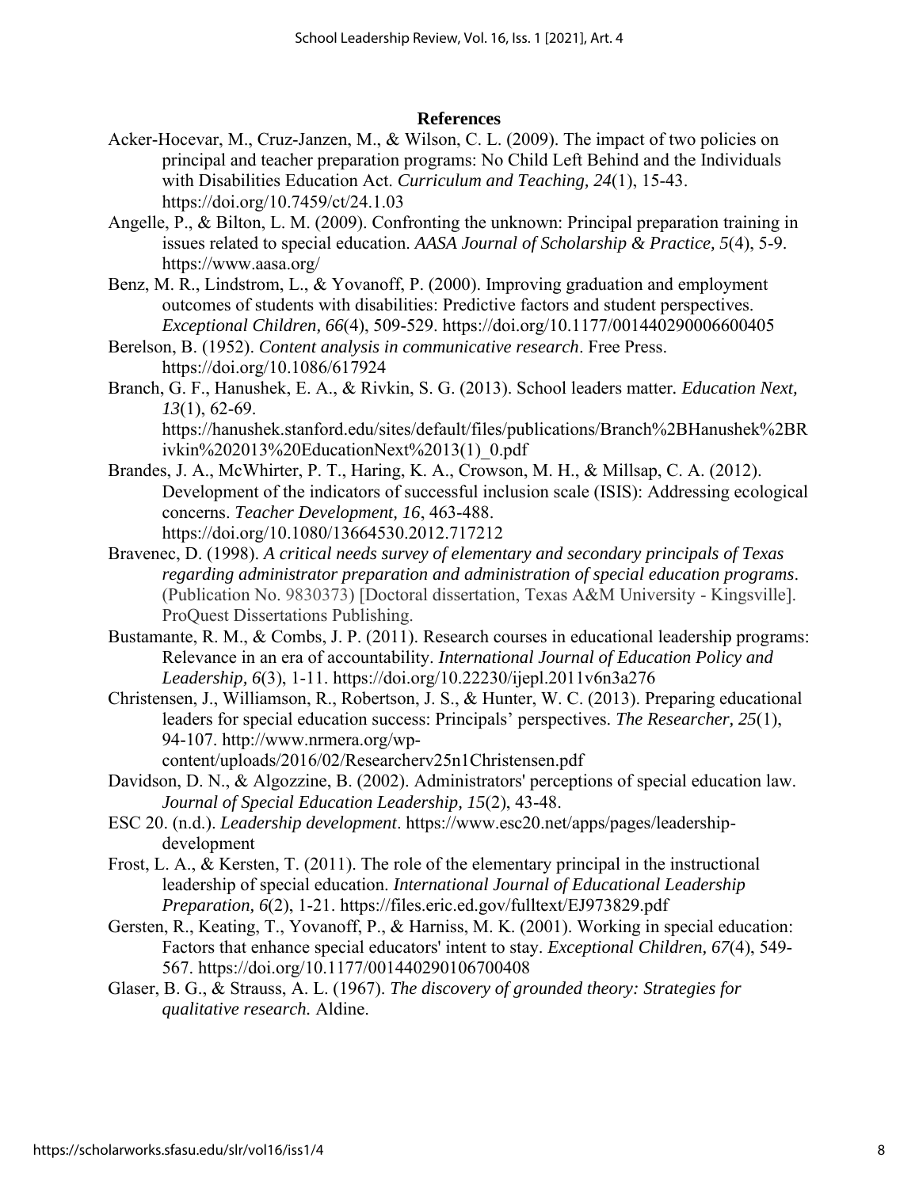## References

Acker-Hocevar, M., Cruz-Janzen, M., & Wilson, C. L. (2009). The impact of two policies on principal and teacher preparation programs: No Child Left Behind and the Individuals with Disabilities Education Act. *Curriculum and Teaching, 24*(1), 15-43. https://doi.org/10.7459/ct/24.1.03

Angelle, P., & Bilton, L. M. (2009). Confronting the unknown: Principal preparation training in issues related to special education. *AASA Journal of Scholarship & Practice, 5*(4), 5-9. https://www.aasa.org/

Benz, M. R., Lindstrom, L., & Yovanoff, P. (2000). Improving graduation and employment outcomes of students with disabilities: Predictive factors and student perspectives. *Exceptional Children, 66*(4), 509-529. https://doi.org/10.1177/001440290006600405

Berelson, B. (1952). *Content analysis in communicative research*. Free Press. https://doi.org/10.1086/617924

Branch, G. F., Hanushek, E. A., & Rivkin, S. G. (2013). School leaders matter. *Education Next, 13*(1), 62-69. https://hanushek.stanford.edu/sites/default/files/publications/Branch%2BHanushek%2BRivkin%202013%20EducationNext%2013(1)_0.pdf

Brandes, J. A., McWhirter, P. T., Haring, K. A., Crowson, M. H., & Millsap, C. A. (2012). Development of the indicators of successful inclusion scale (ISIS): Addressing ecological concerns. *Teacher Development, 16*, 463-488. https://doi.org/10.1080/13664530.2012.717212

Bravenec, D. (1998). *A critical needs survey of elementary and secondary principals of Texas regarding administrator preparation and administration of special education programs*. (Publication No. 9830373) [Doctoral dissertation, Texas A&M University - Kingsville]. ProQuest Dissertations Publishing.

Bustamante, R. M., & Combs, J. P. (2011). Research courses in educational leadership programs: Relevance in an era of accountability. *International Journal of Education Policy and Leadership, 6*(3), 1-11. https://doi.org/10.22230/ijepl.2011v6n3a276

Christensen, J., Williamson, R., Robertson, J. S., & Hunter, W. C. (2013). Preparing educational leaders for special education success: Principals' perspectives. *The Researcher, 25*(1), 94-107. http://www.nrmera.org/wp-content/uploads/2016/02/Researcherv25n1Christensen.pdf

Davidson, D. N., & Algozzine, B. (2002). Administrators' perceptions of special education law. *Journal of Special Education Leadership, 15*(2), 43-48.

ESC 20. (n.d.). *Leadership development*. https://www.esc20.net/apps/pages/leadership-development

Frost, L. A., & Kersten, T. (2011). The role of the elementary principal in the instructional leadership of special education. *International Journal of Educational Leadership Preparation, 6*(2), 1-21. https://files.eric.ed.gov/fulltext/EJ973829.pdf

Gersten, R., Keating, T., Yovanoff, P., & Harniss, M. K. (2001). Working in special education: Factors that enhance special educators' intent to stay. *Exceptional Children, 67*(4), 549-567. https://doi.org/10.1177/001440290106700408

Glaser, B. G., & Strauss, A. L. (1967). *The discovery of grounded theory: Strategies for qualitative research.* Aldine.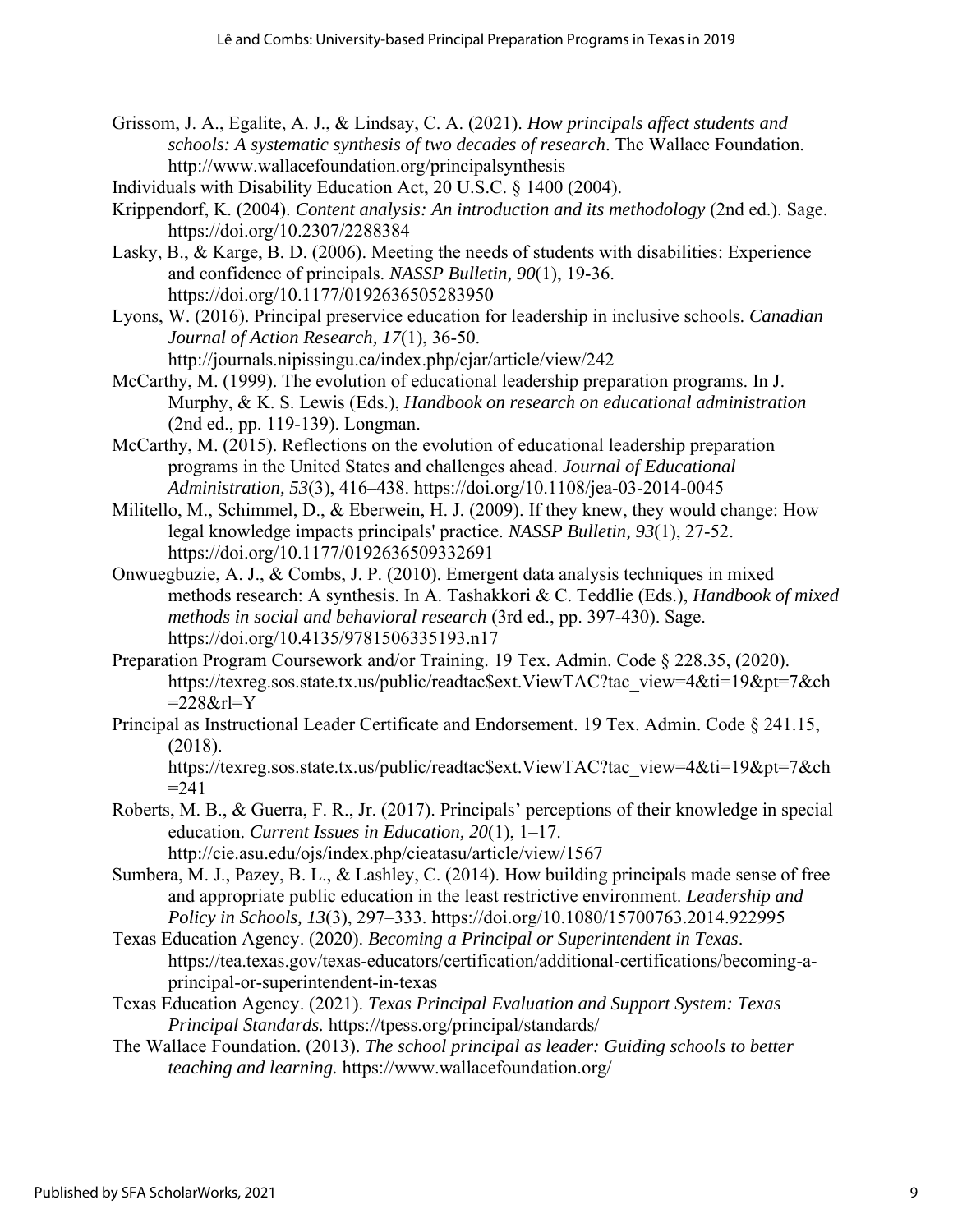Grissom, J. A., Egalite, A. J., & Lindsay, C. A. (2021). *How principals affect students and schools: A systematic synthesis of two decades of research*. The Wallace Foundation. http://www.wallacefoundation.org/principalsynthesis

Individuals with Disability Education Act, 20 U.S.C. § 1400 (2004).

Krippendorf, K. (2004). *Content analysis: An introduction and its methodology* (2nd ed.). Sage. https://doi.org/10.2307/2288384

Lasky, B., & Karge, B. D. (2006). Meeting the needs of students with disabilities: Experience and confidence of principals. *NASSP Bulletin, 90*(1), 19-36. https://doi.org/10.1177/0192636505283950

Lyons, W. (2016). Principal preservice education for leadership in inclusive schools. *Canadian Journal of Action Research, 17*(1), 36-50. http://journals.nipissingu.ca/index.php/cjar/article/view/242

McCarthy, M. (1999). The evolution of educational leadership preparation programs. In J. Murphy, & K. S. Lewis (Eds.), *Handbook on research on educational administration* (2nd ed., pp. 119-139). Longman.

McCarthy, M. (2015). Reflections on the evolution of educational leadership preparation programs in the United States and challenges ahead. *Journal of Educational Administration, 53*(3), 416–438. https://doi.org/10.1108/jea-03-2014-0045

Militello, M., Schimmel, D., & Eberwein, H. J. (2009). If they knew, they would change: How legal knowledge impacts principals' practice. *NASSP Bulletin, 93*(1), 27-52. https://doi.org/10.1177/0192636509332691

Onwuegbuzie, A. J., & Combs, J. P. (2010). Emergent data analysis techniques in mixed methods research: A synthesis. In A. Tashakkori & C. Teddlie (Eds.), *Handbook of mixed methods in social and behavioral research* (3rd ed., pp. 397-430). Sage. https://doi.org/10.4135/9781506335193.n17

Preparation Program Coursework and/or Training. 19 Tex. Admin. Code § 228.35, (2020). https://texreg.sos.state.tx.us/public/readtac$ext.ViewTAC?tac_view=4&ti=19&pt=7&ch=228&rl=Y

Principal as Instructional Leader Certificate and Endorsement. 19 Tex. Admin. Code § 241.15, (2018). https://texreg.sos.state.tx.us/public/readtac$ext.ViewTAC?tac_view=4&ti=19&pt=7&ch=241

Roberts, M. B., & Guerra, F. R., Jr. (2017). Principals' perceptions of their knowledge in special education. *Current Issues in Education, 20*(1), 1–17. http://cie.asu.edu/ojs/index.php/cieatasu/article/view/1567

Sumbera, M. J., Pazey, B. L., & Lashley, C. (2014). How building principals made sense of free and appropriate public education in the least restrictive environment. *Leadership and Policy in Schools, 13*(3), 297–333. https://doi.org/10.1080/15700763.2014.922995

Texas Education Agency. (2020). *Becoming a Principal or Superintendent in Texas*. https://tea.texas.gov/texas-educators/certification/additional-certifications/becoming-a-principal-or-superintendent-in-texas

Texas Education Agency. (2021). *Texas Principal Evaluation and Support System: Texas Principal Standards.* https://tpess.org/principal/standards/

The Wallace Foundation. (2013). *The school principal as leader: Guiding schools to better teaching and learning.* https://www.wallacefoundation.org/